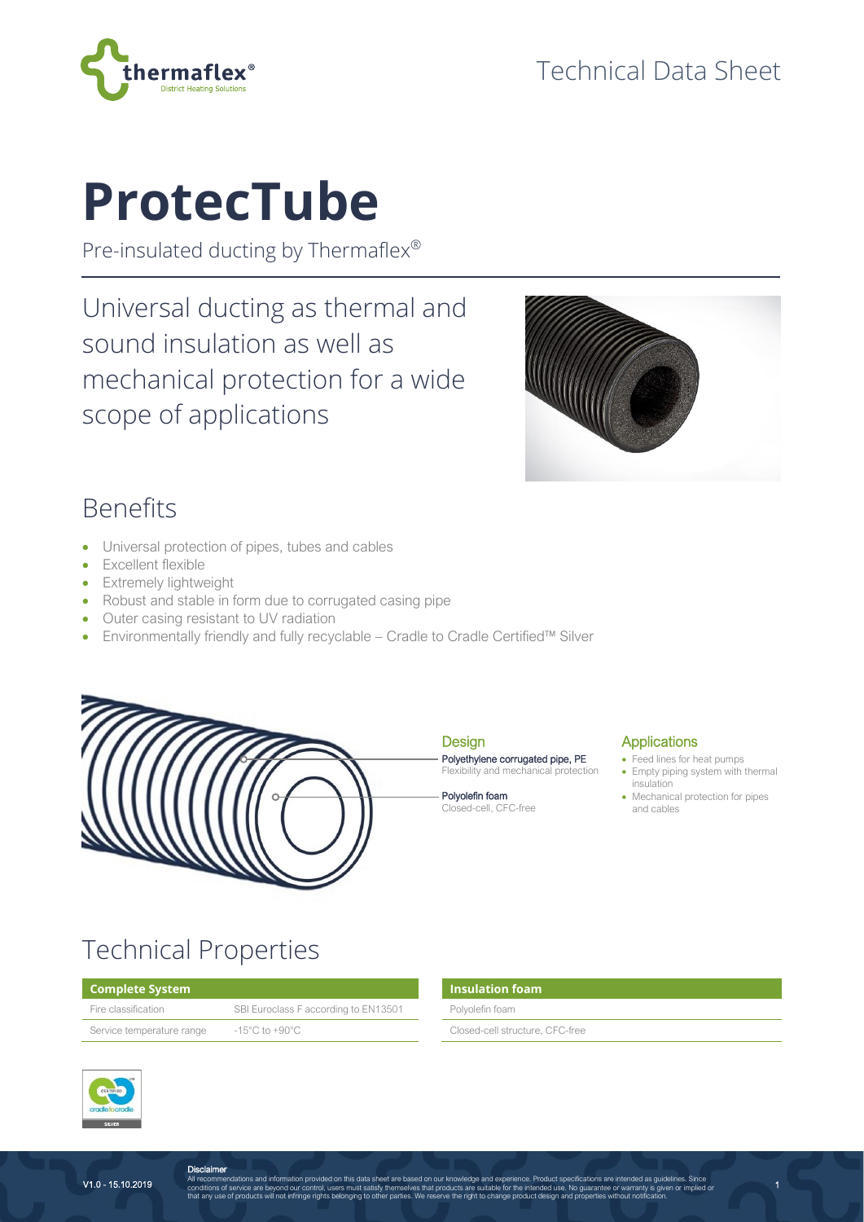Technical Data Sheet

# ProtecTube

Pre-insulated ducting by Thermaflex®

Universal ducting as thermal and sound insulation as well as mechanical protection for a wide scope of applications

## Benefits

- Universal protection of pipes, tubes and cables
- Excellent flexible
- Extremely lightweight
- Robust and stable in form due to corrugated casing pipe
- Outer casing resistant to UV radiation
- Environmentally friendly and fully recyclable – Cradle to Cradle Certified™ Silver

### Design

**Polyethylene corrugated pipe, PE**
Flexibility and mechanical protection

**Polyolefin foam**
Closed-cell, CFC-free

### Applications

- Feed lines for heat pumps
- Empty piping system with thermal insulation
- Mechanical protection for pipes and cables

## Technical Properties

| Complete System | |
|---|---|
| Fire classification | SBI Euroclass F according to EN13501 |
| Service temperature range | -15°C to +90°C |

| Insulation foam |
|---|
| Polyolefin foam |
| Closed-cell structure, CFC-free |

V1.0 - 15.10.2019

**Disclaimer**
All recommendations and information provided on this data sheet are based on our knowledge and experience. Product specifications are intended as guidelines. Since conditions of service are beyond our control, users must satisfy themselves that products are suitable for the intended use. No guarantee or warranty is given or implied or that any use of products will not infringe rights belonging to other parties. We reserve the right to change product design and properties without notification.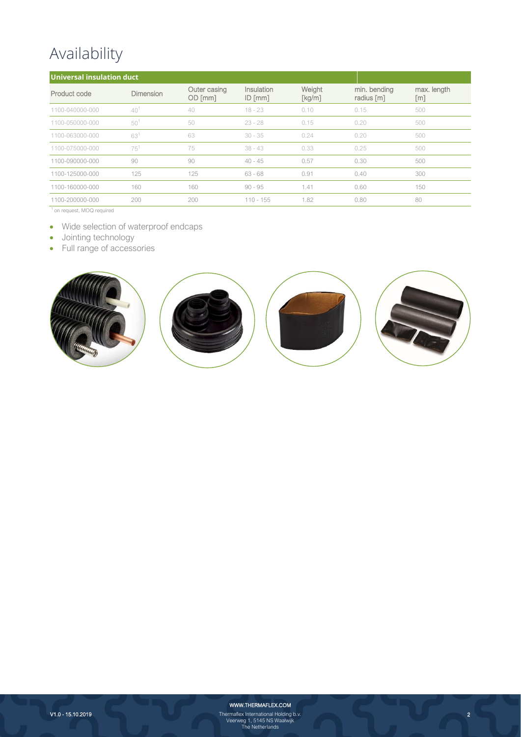# Availability

| Universal insulation duct | | | | | | |
|---|---|---|---|---|---|---|
| Product code | Dimension | Outer casing OD [mm] | Insulation ID [mm] | Weight [kg/m] | min. bending radius [m] | max. length [m] |
| 1100-040000-000 | 40[1] | 40 | 18 - 23 | 0.10 | 0.15 | 500 |
| 1100-050000-000 | 50[1] | 50 | 23 - 28 | 0.15 | 0.20 | 500 |
| 1100-063000-000 | 63[1] | 63 | 30 - 35 | 0.24 | 0.20 | 500 |
| 1100-075000-000 | 75[1] | 75 | 38 - 43 | 0.33 | 0.25 | 500 |
| 1100-090000-000 | 90 | 90 | 40 - 45 | 0.57 | 0.30 | 500 |
| 1100-125000-000 | 125 | 125 | 63 - 68 | 0.91 | 0.40 | 300 |
| 1100-160000-000 | 160 | 160 | 90 - 95 | 1.41 | 0.60 | 150 |
| 1100-200000-000 | 200 | 200 | 110 - 155 | 1.82 | 0.80 | 80 |

[1] on request, MOQ required

- Wide selection of waterproof endcaps
- Jointing technology
- Full range of accessories

V1.0 - 15.10.2019

WWW.THERMAFLEX.COM

Thermaflex International Holding b.v.
Veerweg 1, 5145 NS Waalwijk
The Netherlands